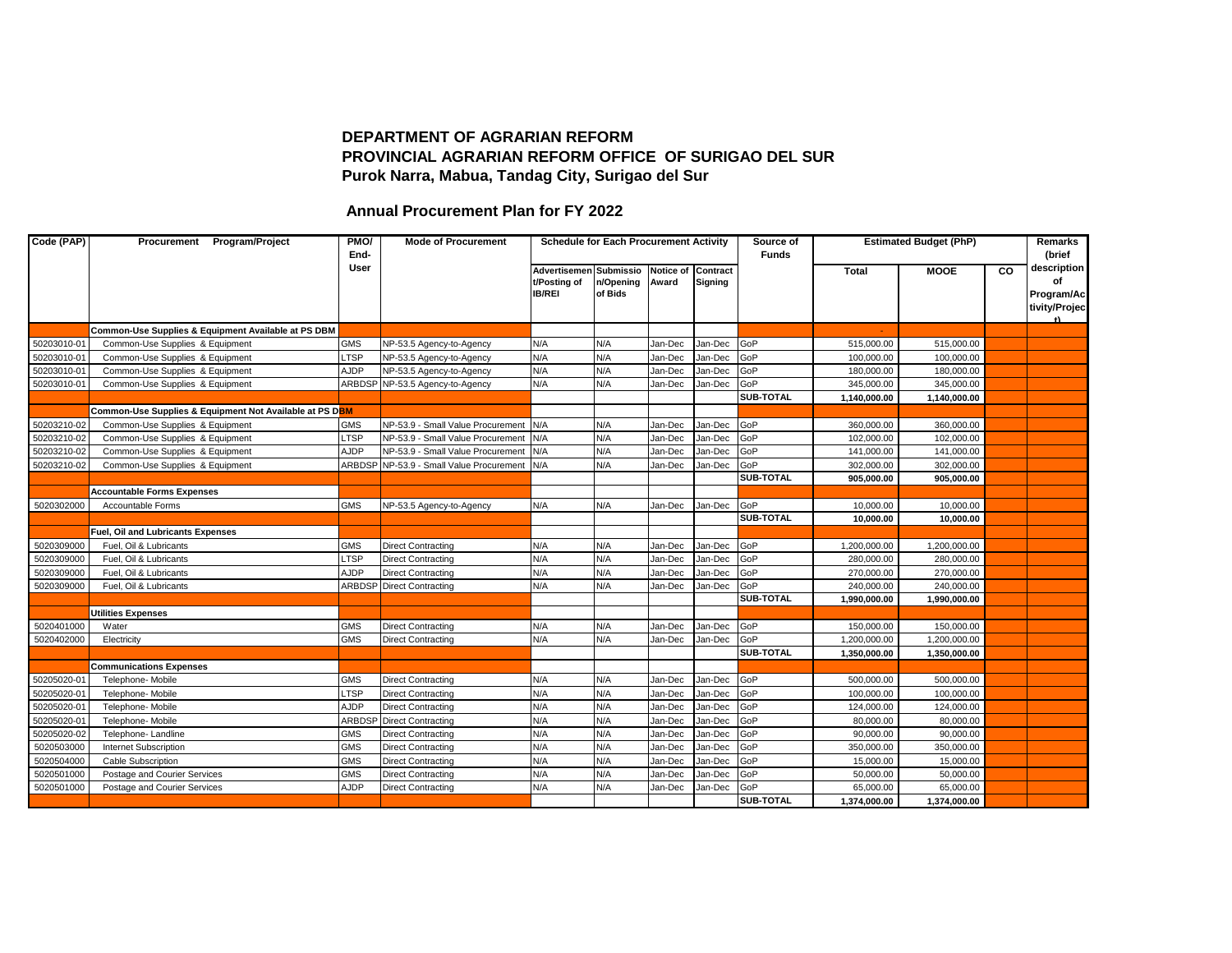## DEPARTMENT OF AGRARIAN REFORM
## PROVINCIAL AGRARIAN REFORM OFFICE OF SURIGAO DEL SUR
## Purok Narra, Mabua, Tandag City, Surigao del Sur

### Annual Procurement Plan for FY 2022

| Code (PAP) | Procurement Program/Project | PMO/ End-User | Mode of Procurement | Schedule for Each Procurement Activity | | | | Source of Funds | Estimated Budget (PhP) | | | Remarks (brief description of Program/Activity/Project) |
|---|---|---|---|---|---|---|---|---|---|---|---|---|
| | | | | Advertisement/Posting of IB/REI | Submission/Opening of Bids | Notice of Award | Contract Signing | | Total | MOOE | CO | |
| | **Common-Use Supplies & Equipment Available at PS DBM** | | | | | | | | - | | | |
| 50203010-01 | Common-Use Supplies & Equipment | GMS | NP-53.5 Agency-to-Agency | N/A | N/A | Jan-Dec | Jan-Dec | GoP | 515,000.00 | 515,000.00 | | |
| 50203010-01 | Common-Use Supplies & Equipment | LTSP | NP-53.5 Agency-to-Agency | N/A | N/A | Jan-Dec | Jan-Dec | GoP | 100,000.00 | 100,000.00 | | |
| 50203010-01 | Common-Use Supplies & Equipment | AJDP | NP-53.5 Agency-to-Agency | N/A | N/A | Jan-Dec | Jan-Dec | GoP | 180,000.00 | 180,000.00 | | |
| 50203010-01 | Common-Use Supplies & Equipment | ARBDSP | NP-53.5 Agency-to-Agency | N/A | N/A | Jan-Dec | Jan-Dec | GoP | 345,000.00 | 345,000.00 | | |
| | | | | | | | | **SUB-TOTAL** | **1,140,000.00** | **1,140,000.00** | | |
| | **Common-Use Supplies & Equipment Not Available at PS DBM** | | | | | | | | | | | |
| 50203210-02 | Common-Use Supplies & Equipment | GMS | NP-53.9 - Small Value Procurement | N/A | N/A | Jan-Dec | Jan-Dec | GoP | 360,000.00 | 360,000.00 | | |
| 50203210-02 | Common-Use Supplies & Equipment | LTSP | NP-53.9 - Small Value Procurement | N/A | N/A | Jan-Dec | Jan-Dec | GoP | 102,000.00 | 102,000.00 | | |
| 50203210-02 | Common-Use Supplies & Equipment | AJDP | NP-53.9 - Small Value Procurement | N/A | N/A | Jan-Dec | Jan-Dec | GoP | 141,000.00 | 141,000.00 | | |
| 50203210-02 | Common-Use Supplies & Equipment | ARBDSP | NP-53.9 - Small Value Procurement | N/A | N/A | Jan-Dec | Jan-Dec | GoP | 302,000.00 | 302,000.00 | | |
| | | | | | | | | **SUB-TOTAL** | **905,000.00** | **905,000.00** | | |
| | **Accountable Forms Expenses** | | | | | | | | | | | |
| 5020302000 | Accountable Forms | GMS | NP-53.5 Agency-to-Agency | N/A | N/A | Jan-Dec | Jan-Dec | GoP | 10,000.00 | 10,000.00 | | |
| | | | | | | | | **SUB-TOTAL** | **10,000.00** | **10,000.00** | | |
| | **Fuel, Oil and Lubricants Expenses** | | | | | | | | | | | |
| 5020309000 | Fuel, Oil & Lubricants | GMS | Direct Contracting | N/A | N/A | Jan-Dec | Jan-Dec | GoP | 1,200,000.00 | 1,200,000.00 | | |
| 5020309000 | Fuel, Oil & Lubricants | LTSP | Direct Contracting | N/A | N/A | Jan-Dec | Jan-Dec | GoP | 280,000.00 | 280,000.00 | | |
| 5020309000 | Fuel, Oil & Lubricants | AJDP | Direct Contracting | N/A | N/A | Jan-Dec | Jan-Dec | GoP | 270,000.00 | 270,000.00 | | |
| 5020309000 | Fuel, Oil & Lubricants | ARBDSP | Direct Contracting | N/A | N/A | Jan-Dec | Jan-Dec | GoP | 240,000.00 | 240,000.00 | | |
| | | | | | | | | **SUB-TOTAL** | **1,990,000.00** | **1,990,000.00** | | |
| | **Utilities Expenses** | | | | | | | | | | | |
| 5020401000 | Water | GMS | Direct Contracting | N/A | N/A | Jan-Dec | Jan-Dec | GoP | 150,000.00 | 150,000.00 | | |
| 5020402000 | Electricity | GMS | Direct Contracting | N/A | N/A | Jan-Dec | Jan-Dec | GoP | 1,200,000.00 | 1,200,000.00 | | |
| | | | | | | | | **SUB-TOTAL** | **1,350,000.00** | **1,350,000.00** | | |
| | **Communications Expenses** | | | | | | | | | | | |
| 50205020-01 | Telephone- Mobile | GMS | Direct Contracting | N/A | N/A | Jan-Dec | Jan-Dec | GoP | 500,000.00 | 500,000.00 | | |
| 50205020-01 | Telephone- Mobile | LTSP | Direct Contracting | N/A | N/A | Jan-Dec | Jan-Dec | GoP | 100,000.00 | 100,000.00 | | |
| 50205020-01 | Telephone- Mobile | AJDP | Direct Contracting | N/A | N/A | Jan-Dec | Jan-Dec | GoP | 124,000.00 | 124,000.00 | | |
| 50205020-01 | Telephone- Mobile | ARBDSP | Direct Contracting | N/A | N/A | Jan-Dec | Jan-Dec | GoP | 80,000.00 | 80,000.00 | | |
| 50205020-02 | Telephone- Landline | GMS | Direct Contracting | N/A | N/A | Jan-Dec | Jan-Dec | GoP | 90,000.00 | 90,000.00 | | |
| 5020503000 | Internet Subscription | GMS | Direct Contracting | N/A | N/A | Jan-Dec | Jan-Dec | GoP | 350,000.00 | 350,000.00 | | |
| 5020504000 | Cable Subscription | GMS | Direct Contracting | N/A | N/A | Jan-Dec | Jan-Dec | GoP | 15,000.00 | 15,000.00 | | |
| 5020501000 | Postage and Courier Services | GMS | Direct Contracting | N/A | N/A | Jan-Dec | Jan-Dec | GoP | 50,000.00 | 50,000.00 | | |
| 5020501000 | Postage and Courier Services | AJDP | Direct Contracting | N/A | N/A | Jan-Dec | Jan-Dec | GoP | 65,000.00 | 65,000.00 | | |
| | | | | | | | | **SUB-TOTAL** | **1,374,000.00** | **1,374,000.00** | | |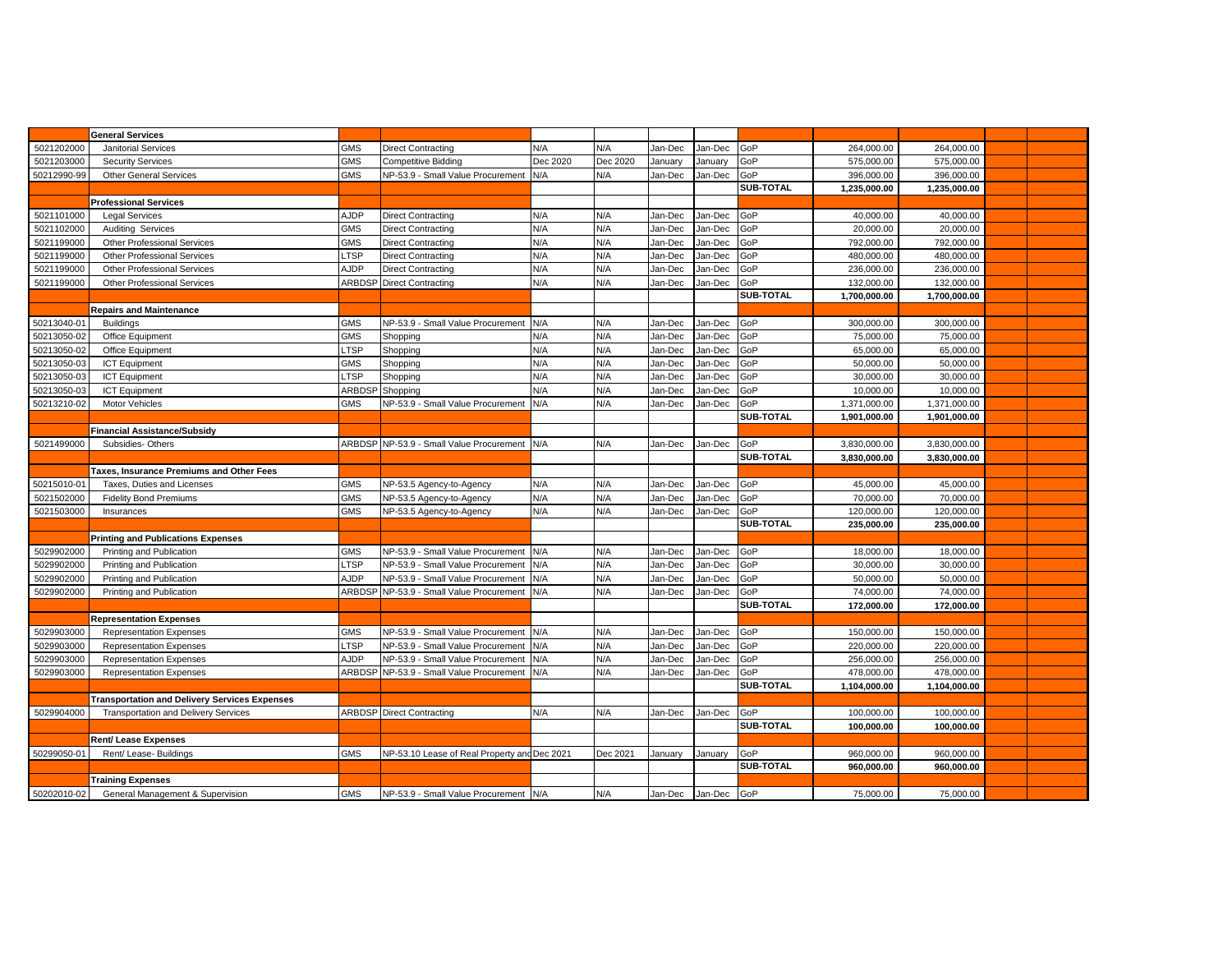| | | | | | | | | | | | | |
|---|---|---|---|---|---|---|---|---|---|---|---|---|
| | **General Services** | | | | | | | | | | | |
| 5021202000 | Janitorial Services | GMS | Direct Contracting | N/A | N/A | Jan-Dec | Jan-Dec | GoP | 264,000.00 | 264,000.00 | | |
| 5021203000 | Security Services | GMS | Competitive Bidding | Dec 2020 | Dec 2020 | January | January | GoP | 575,000.00 | 575,000.00 | | |
| 50212990-99 | Other General Services | GMS | NP-53.9 - Small Value Procurement | N/A | N/A | Jan-Dec | Jan-Dec | GoP | 396,000.00 | 396,000.00 | | |
| | | | | | | | | **SUB-TOTAL** | **1,235,000.00** | **1,235,000.00** | | |
| | **Professional Services** | | | | | | | | | | | |
| 5021101000 | Legal Services | AJDP | Direct Contracting | N/A | N/A | Jan-Dec | Jan-Dec | GoP | 40,000.00 | 40,000.00 | | |
| 5021102000 | Auditing Services | GMS | Direct Contracting | N/A | N/A | Jan-Dec | Jan-Dec | GoP | 20,000.00 | 20,000.00 | | |
| 5021199000 | Other Professional Services | GMS | Direct Contracting | N/A | N/A | Jan-Dec | Jan-Dec | GoP | 792,000.00 | 792,000.00 | | |
| 5021199000 | Other Professional Services | LTSP | Direct Contracting | N/A | N/A | Jan-Dec | Jan-Dec | GoP | 480,000.00 | 480,000.00 | | |
| 5021199000 | Other Professional Services | AJDP | Direct Contracting | N/A | N/A | Jan-Dec | Jan-Dec | GoP | 236,000.00 | 236,000.00 | | |
| 5021199000 | Other Professional Services | ARBDSP | Direct Contracting | N/A | N/A | Jan-Dec | Jan-Dec | GoP | 132,000.00 | 132,000.00 | | |
| | | | | | | | | **SUB-TOTAL** | **1,700,000.00** | **1,700,000.00** | | |
| | **Repairs and Maintenance** | | | | | | | | | | | |
| 50213040-01 | Buildings | GMS | NP-53.9 - Small Value Procurement | N/A | N/A | Jan-Dec | Jan-Dec | GoP | 300,000.00 | 300,000.00 | | |
| 50213050-02 | Office Equipment | GMS | Shopping | N/A | N/A | Jan-Dec | Jan-Dec | GoP | 75,000.00 | 75,000.00 | | |
| 50213050-02 | Office Equipment | LTSP | Shopping | N/A | N/A | Jan-Dec | Jan-Dec | GoP | 65,000.00 | 65,000.00 | | |
| 50213050-03 | ICT Equipment | GMS | Shopping | N/A | N/A | Jan-Dec | Jan-Dec | GoP | 50,000.00 | 50,000.00 | | |
| 50213050-03 | ICT Equipment | LTSP | Shopping | N/A | N/A | Jan-Dec | Jan-Dec | GoP | 30,000.00 | 30,000.00 | | |
| 50213050-03 | ICT Equipment | ARBDSP | Shopping | N/A | N/A | Jan-Dec | Jan-Dec | GoP | 10,000.00 | 10,000.00 | | |
| 50213210-02 | Motor Vehicles | GMS | NP-53.9 - Small Value Procurement | N/A | N/A | Jan-Dec | Jan-Dec | GoP | 1,371,000.00 | 1,371,000.00 | | |
| | | | | | | | | **SUB-TOTAL** | **1,901,000.00** | **1,901,000.00** | | |
| | **Financial Assistance/Subsidy** | | | | | | | | | | | |
| 5021499000 | Subsidies- Others | ARBDSP | NP-53.9 - Small Value Procurement | N/A | N/A | Jan-Dec | Jan-Dec | GoP | 3,830,000.00 | 3,830,000.00 | | |
| | | | | | | | | **SUB-TOTAL** | **3,830,000.00** | **3,830,000.00** | | |
| | **Taxes, Insurance Premiums and Other Fees** | | | | | | | | | | | |
| 50215010-01 | Taxes, Duties and Licenses | GMS | NP-53.5 Agency-to-Agency | N/A | N/A | Jan-Dec | Jan-Dec | GoP | 45,000.00 | 45,000.00 | | |
| 5021502000 | Fidelity Bond Premiums | GMS | NP-53.5 Agency-to-Agency | N/A | N/A | Jan-Dec | Jan-Dec | GoP | 70,000.00 | 70,000.00 | | |
| 5021503000 | Insurances | GMS | NP-53.5 Agency-to-Agency | N/A | N/A | Jan-Dec | Jan-Dec | GoP | 120,000.00 | 120,000.00 | | |
| | | | | | | | | **SUB-TOTAL** | **235,000.00** | **235,000.00** | | |
| | **Printing and Publications Expenses** | | | | | | | | | | | |
| 5029902000 | Printing and Publication | GMS | NP-53.9 - Small Value Procurement | N/A | N/A | Jan-Dec | Jan-Dec | GoP | 18,000.00 | 18,000.00 | | |
| 5029902000 | Printing and Publication | LTSP | NP-53.9 - Small Value Procurement | N/A | N/A | Jan-Dec | Jan-Dec | GoP | 30,000.00 | 30,000.00 | | |
| 5029902000 | Printing and Publication | AJDP | NP-53.9 - Small Value Procurement | N/A | N/A | Jan-Dec | Jan-Dec | GoP | 50,000.00 | 50,000.00 | | |
| 5029902000 | Printing and Publication | ARBDSP | NP-53.9 - Small Value Procurement | N/A | N/A | Jan-Dec | Jan-Dec | GoP | 74,000.00 | 74,000.00 | | |
| | | | | | | | | **SUB-TOTAL** | **172,000.00** | **172,000.00** | | |
| | **Representation Expenses** | | | | | | | | | | | |
| 5029903000 | Representation Expenses | GMS | NP-53.9 - Small Value Procurement | N/A | N/A | Jan-Dec | Jan-Dec | GoP | 150,000.00 | 150,000.00 | | |
| 5029903000 | Representation Expenses | LTSP | NP-53.9 - Small Value Procurement | N/A | N/A | Jan-Dec | Jan-Dec | GoP | 220,000.00 | 220,000.00 | | |
| 5029903000 | Representation Expenses | AJDP | NP-53.9 - Small Value Procurement | N/A | N/A | Jan-Dec | Jan-Dec | GoP | 256,000.00 | 256,000.00 | | |
| 5029903000 | Representation Expenses | ARBDSP | NP-53.9 - Small Value Procurement | N/A | N/A | Jan-Dec | Jan-Dec | GoP | 478,000.00 | 478,000.00 | | |
| | | | | | | | | **SUB-TOTAL** | **1,104,000.00** | **1,104,000.00** | | |
| | **Transportation and Delivery Services Expenses** | | | | | | | | | | | |
| 5029904000 | Transportation and Delivery Services | ARBDSP | Direct Contracting | N/A | N/A | Jan-Dec | Jan-Dec | GoP | 100,000.00 | 100,000.00 | | |
| | | | | | | | | **SUB-TOTAL** | **100,000.00** | **100,000.00** | | |
| | **Rent/ Lease Expenses** | | | | | | | | | | | |
| 50299050-01 | Rent/ Lease- Buildings | GMS | NP-53.10 Lease of Real Property and | Dec 2021 | Dec 2021 | January | January | GoP | 960,000.00 | 960,000.00 | | |
| | | | | | | | | **SUB-TOTAL** | **960,000.00** | **960,000.00** | | |
| | **Training Expenses** | | | | | | | | | | | |
| 50202010-02 | General Management & Supervision | GMS | NP-53.9 - Small Value Procurement | N/A | N/A | Jan-Dec | Jan-Dec | GoP | 75,000.00 | 75,000.00 | | |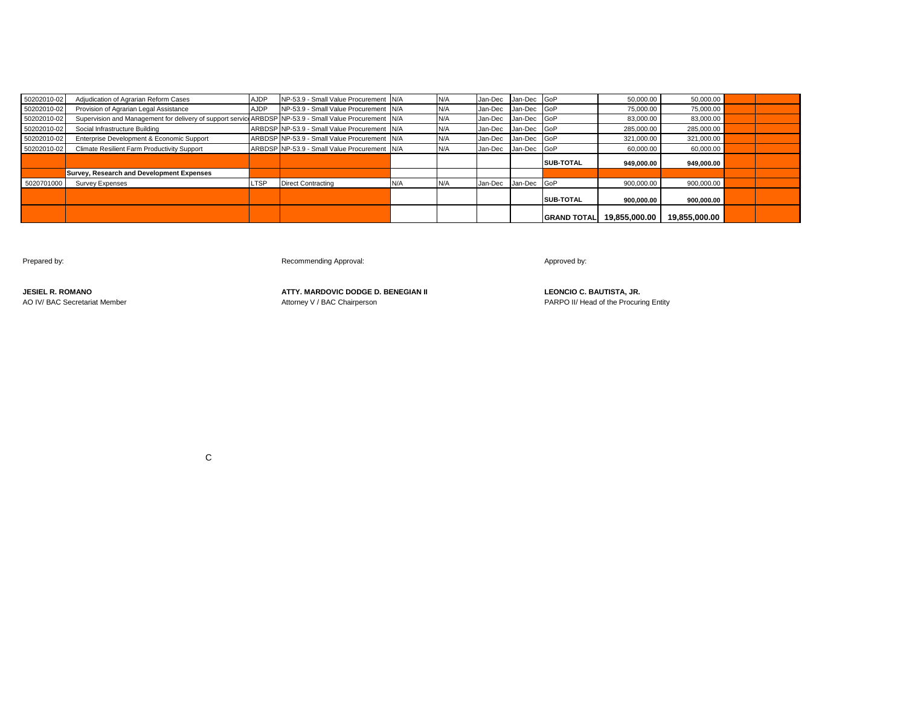| | | | | | | | | | | | | |
|---|---|---|---|---|---|---|---|---|---|---|---|---|
| 50202010-02 | Adjudication of Agrarian Reform Cases | AJDP | NP-53.9 - Small Value Procurement | N/A | N/A | Jan-Dec | Jan-Dec | GoP | 50,000.00 | 50,000.00 | | |
| 50202010-02 | Provision of Agrarian Legal Assistance | AJDP | NP-53.9 - Small Value Procurement | N/A | N/A | Jan-Dec | Jan-Dec | GoP | 75,000.00 | 75,000.00 | | |
| 50202010-02 | Supervision and Management for delivery of support servic | ARBDSP | NP-53.9 - Small Value Procurement | N/A | N/A | Jan-Dec | Jan-Dec | GoP | 83,000.00 | 83,000.00 | | |
| 50202010-02 | Social Infrastructure Building | ARBDSP | NP-53.9 - Small Value Procurement | N/A | N/A | Jan-Dec | Jan-Dec | GoP | 285,000.00 | 285,000.00 | | |
| 50202010-02 | Enterprise Development & Economic Support | ARBDSP | NP-53.9 - Small Value Procurement | N/A | N/A | Jan-Dec | Jan-Dec | GoP | 321,000.00 | 321,000.00 | | |
| 50202010-02 | Climate Resilient Farm Productivity Support | ARBDSP | NP-53.9 - Small Value Procurement | N/A | N/A | Jan-Dec | Jan-Dec | GoP | 60,000.00 | 60,000.00 | | |
| | | | | | | | | **SUB-TOTAL** | **949,000.00** | **949,000.00** | | |
| | **Survey, Research and Development Expenses** | | | | | | | | | | | |
| 5020701000 | Survey Expenses | LTSP | Direct Contracting | N/A | N/A | Jan-Dec | Jan-Dec | GoP | 900,000.00 | 900,000.00 | | |
| | | | | | | | | **SUB-TOTAL** | **900,000.00** | **900,000.00** | | |
| | | | | | | | | **GRAND TOTAL** | **19,855,000.00** | **19,855,000.00** | | |

Prepared by:

**JESIEL R. ROMANO**
AO IV/ BAC Secretariat Member

Recommending Approval:

**ATTY. MARDOVIC DODGE D. BENEGIAN II**
Attorney V / BAC Chairperson

Approved by:

**LEONCIO C. BAUTISTA, JR.**
PARPO II/ Head of the Procuring Entity

C